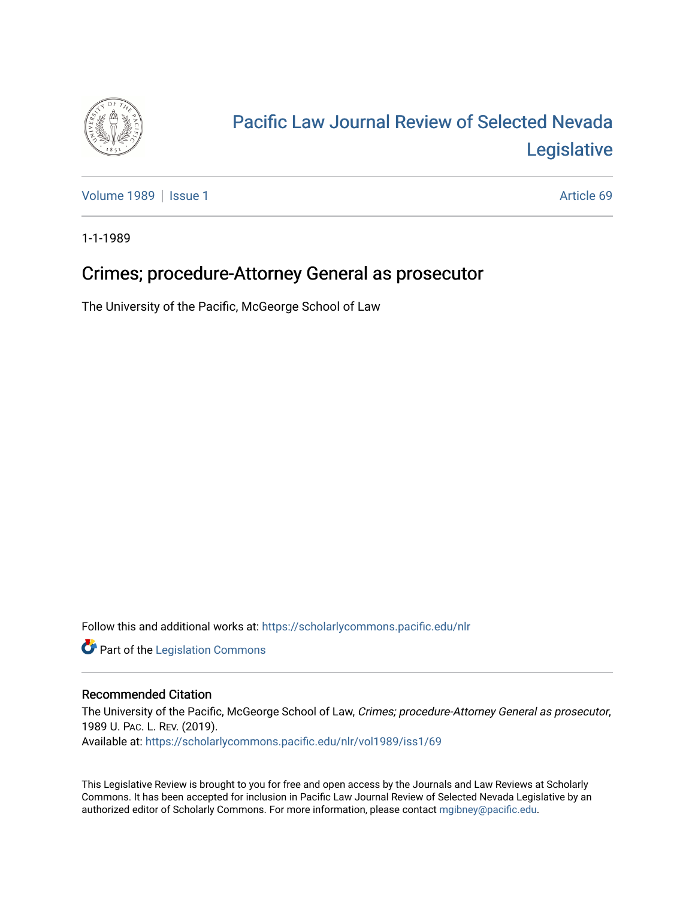# Pacific Law Journal Review of Selected Nevada Legislative

Volume 1989 | Issue 1 — Article 69

1-1-1989

## Crimes; procedure-Attorney General as prosecutor

The University of the Pacific, McGeorge School of Law

Follow this and additional works at: https://scholarlycommons.pacific.edu/nlr

Part of the Legislation Commons

### Recommended Citation

The University of the Pacific, McGeorge School of Law, *Crimes; procedure-Attorney General as prosecutor*, 1989 U. PAC. L. REV. (2019).
Available at: https://scholarlycommons.pacific.edu/nlr/vol1989/iss1/69

This Legislative Review is brought to you for free and open access by the Journals and Law Reviews at Scholarly Commons. It has been accepted for inclusion in Pacific Law Journal Review of Selected Nevada Legislative by an authorized editor of Scholarly Commons. For more information, please contact mgibney@pacific.edu.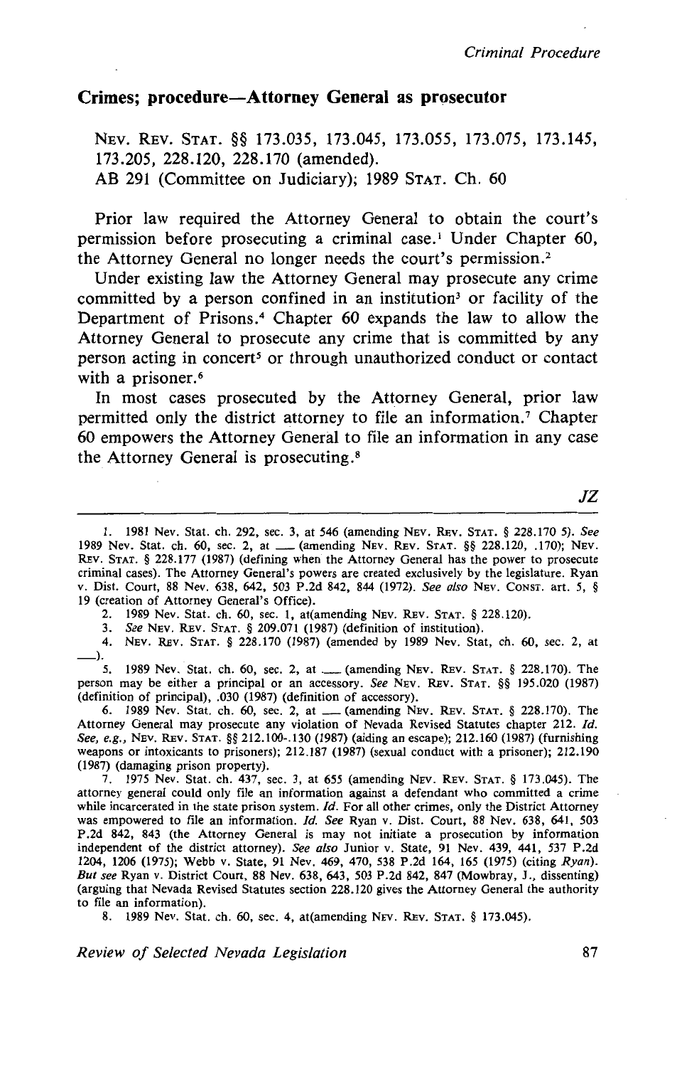## Crimes; procedure—Attorney General as prosecutor

NEV. REV. STAT. §§ 173.035, 173.045, 173.055, 173.075, 173.145, 173.205, 228.120, 228.170 (amended).
AB 291 (Committee on Judiciary); 1989 STAT. Ch. 60

Prior law required the Attorney General to obtain the court's permission before prosecuting a criminal case.[1] Under Chapter 60, the Attorney General no longer needs the court's permission.[2]

Under existing law the Attorney General may prosecute any crime committed by a person confined in an institution[3] or facility of the Department of Prisons.[4] Chapter 60 expands the law to allow the Attorney General to prosecute any crime that is committed by any person acting in concert[5] or through unauthorized conduct or contact with a prisoner.[6]

In most cases prosecuted by the Attorney General, prior law permitted only the district attorney to file an information.[7] Chapter 60 empowers the Attorney General to file an information in any case the Attorney General is prosecuting.[8]

*JZ*

---

1. 1981 Nev. Stat. ch. 292, sec. 3, at 546 (amending NEV. REV. STAT. § 228.170 5). *See* 1989 Nev. Stat. ch. 60, sec. 2, at ___ (amending NEV. REV. STAT. §§ 228.120, .170); NEV. REV. STAT. § 228.177 (1987) (defining when the Attorney General has the power to prosecute criminal cases). The Attorney General's powers are created exclusively by the legislature. Ryan v. Dist. Court, 88 Nev. 638, 642, 503 P.2d 842, 844 (1972). *See also* NEV. CONST. art. 5, § 19 (creation of Attorney General's Office).

2. 1989 Nev. Stat. ch. 60, sec. 1, at(amending NEV. REV. STAT. § 228.120).

3. *See* NEV. REV. STAT. § 209.071 (1987) (definition of institution).

4. NEV. REV. STAT. § 228.170 (1987) (amended by 1989 Nev. Stat, ch. 60, sec. 2, at ___).

5. 1989 Nev. Stat. ch. 60, sec. 2, at ___ (amending NEV. REV. STAT. § 228.170). The person may be either a principal or an accessory. *See* NEV. REV. STAT. §§ 195.020 (1987) (definition of principal), .030 (1987) (definition of accessory).

6. 1989 Nev. Stat. ch. 60, sec. 2, at ___ (amending NEV. REV. STAT. § 228.170). The Attorney General may prosecute any violation of Nevada Revised Statutes chapter 212. *Id.* *See, e.g.*, NEV. REV. STAT. §§ 212.100-.130 (1987) (aiding an escape); 212.160 (1987) (furnishing weapons or intoxicants to prisoners); 212.187 (1987) (sexual conduct with a prisoner); 212.190 (1987) (damaging prison property).

7. 1975 Nev. Stat. ch. 437, sec. 3, at 655 (amending NEV. REV. STAT. § 173.045). The attorney general could only file an information against a defendant who committed a crime while incarcerated in the state prison system. *Id.* For all other crimes, only the District Attorney was empowered to file an information. *Id.* *See* Ryan v. Dist. Court, 88 Nev. 638, 641, 503 P.2d 842, 843 (the Attorney General is may not initiate a prosecution by information independent of the district attorney). *See also* Junior v. State, 91 Nev. 439, 441, 537 P.2d 1204, 1206 (1975); Webb v. State, 91 Nev. 469, 470, 538 P.2d 164, 165 (1975) (citing *Ryan*). *But see* Ryan v. District Court, 88 Nev. 638, 643, 503 P.2d 842, 847 (Mowbray, J., dissenting) (arguing that Nevada Revised Statutes section 228.120 gives the Attorney General the authority to file an information).

8. 1989 Nev. Stat. ch. 60, sec. 4, at(amending NEV. REV. STAT. § 173.045).